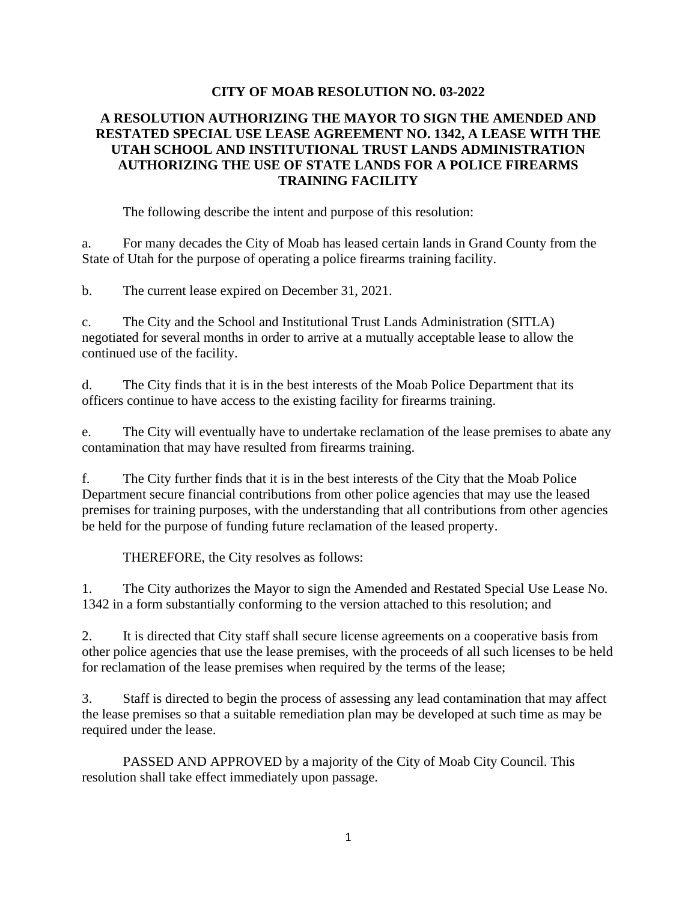# CITY OF MOAB RESOLUTION NO. 03-2022

## A RESOLUTION AUTHORIZING THE MAYOR TO SIGN THE AMENDED AND RESTATED SPECIAL USE LEASE AGREEMENT NO. 1342, A LEASE WITH THE UTAH SCHOOL AND INSTITUTIONAL TRUST LANDS ADMINISTRATION AUTHORIZING THE USE OF STATE LANDS FOR A POLICE FIREARMS TRAINING FACILITY

The following describe the intent and purpose of this resolution:

a. For many decades the City of Moab has leased certain lands in Grand County from the State of Utah for the purpose of operating a police firearms training facility.

b. The current lease expired on December 31, 2021.

c. The City and the School and Institutional Trust Lands Administration (SITLA) negotiated for several months in order to arrive at a mutually acceptable lease to allow the continued use of the facility.

d. The City finds that it is in the best interests of the Moab Police Department that its officers continue to have access to the existing facility for firearms training.

e. The City will eventually have to undertake reclamation of the lease premises to abate any contamination that may have resulted from firearms training.

f. The City further finds that it is in the best interests of the City that the Moab Police Department secure financial contributions from other police agencies that may use the leased premises for training purposes, with the understanding that all contributions from other agencies be held for the purpose of funding future reclamation of the leased property.

THEREFORE, the City resolves as follows:

1. The City authorizes the Mayor to sign the Amended and Restated Special Use Lease No. 1342 in a form substantially conforming to the version attached to this resolution; and

2. It is directed that City staff shall secure license agreements on a cooperative basis from other police agencies that use the lease premises, with the proceeds of all such licenses to be held for reclamation of the lease premises when required by the terms of the lease;

3. Staff is directed to begin the process of assessing any lead contamination that may affect the lease premises so that a suitable remediation plan may be developed at such time as may be required under the lease.

PASSED AND APPROVED by a majority of the City of Moab City Council. This resolution shall take effect immediately upon passage.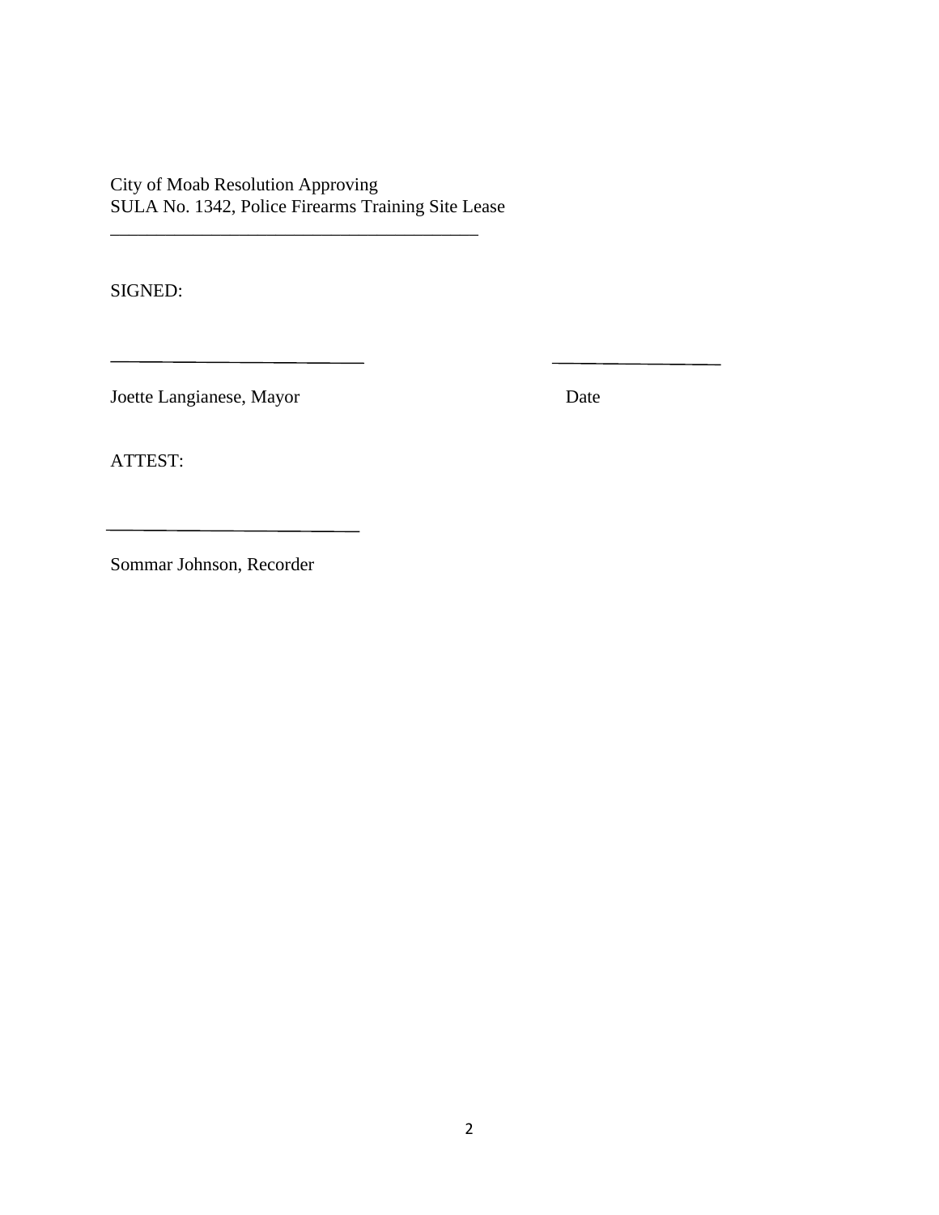City of Moab Resolution Approving
SULA No. 1342, Police Firearms Training Site Lease

_________________________________________

SIGNED:

_____________________________ ___________________

Joette Langianese, Mayor Date

ATTEST:

_____________________________

Sommar Johnson, Recorder